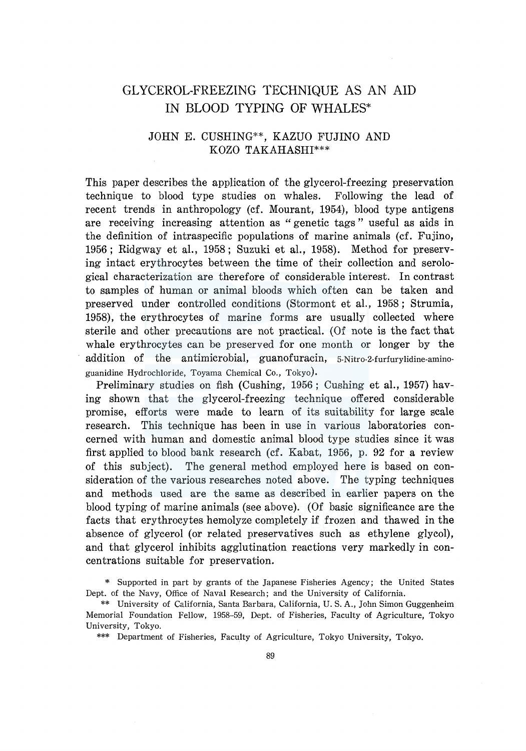# GLYCEROL-FREEZING TECHNIQUE AS AN AID IN BLOOD TYPING OF WHALES*

JOHN E. CUSHING**, KAZUO FUJINO AND KOZO TAKAHASHI***

This paper describes the application of the glycerol-freezing preservation technique to blood type studies on whales. Following the lead of recent trends in anthropology (cf. Mourant, 1954), blood type antigens are receiving increasing attention as "genetic tags" useful as aids in the definition of intraspecific populations of marine animals (cf. Fujino, 1956; Ridgway et al., 1958; Suzuki et al., 1958). Method for preserving intact erythrocytes between the time of their collection and serological characterization are therefore of considerable interest. In contrast to samples of human or animal bloods which often can be taken and preserved under controlled conditions (Stormont et al., 1958; Strumia, 1958), the erythrocytes of marine forms are usually collected where sterile and other precautions are not practical. (Of note is the fact that whale erythrocytes can be preserved for one month or longer by the addition of the antimicrobial, guanofuracin, 5-Nitro-2-furfurylidine-amino-guanidine Hydrochloride, Toyama Chemical Co., Tokyo).

Preliminary studies on fish (Cushing, 1956; Cushing et al., 1957) having shown that the glycerol-freezing technique offered considerable promise, efforts were made to learn of its suitability for large scale research. This technique has been in use in various laboratories concerned with human and domestic animal blood type studies since it was first applied to blood bank research (cf. Kabat, 1956, p. 92 for a review of this subject). The general method employed here is based on consideration of the various researches noted above. The typing techniques and methods used are the same as described in earlier papers on the blood typing of marine animals (see above). (Of basic significance are the facts that erythrocytes hemolyze completely if frozen and thawed in the absence of glycerol (or related preservatives such as ethylene glycol), and that glycerol inhibits agglutination reactions very markedly in concentrations suitable for preservation.

\* Supported in part by grants of the Japanese Fisheries Agency; the United States Dept. of the Navy, Office of Naval Research; and the University of California.

\*\* University of California, Santa Barbara, California, U. S. A., John Simon Guggenheim Memorial Foundation Fellow, 1958–59, Dept. of Fisheries, Faculty of Agriculture, Tokyo University, Tokyo.

\*\*\* Department of Fisheries, Faculty of Agriculture, Tokyo University, Tokyo.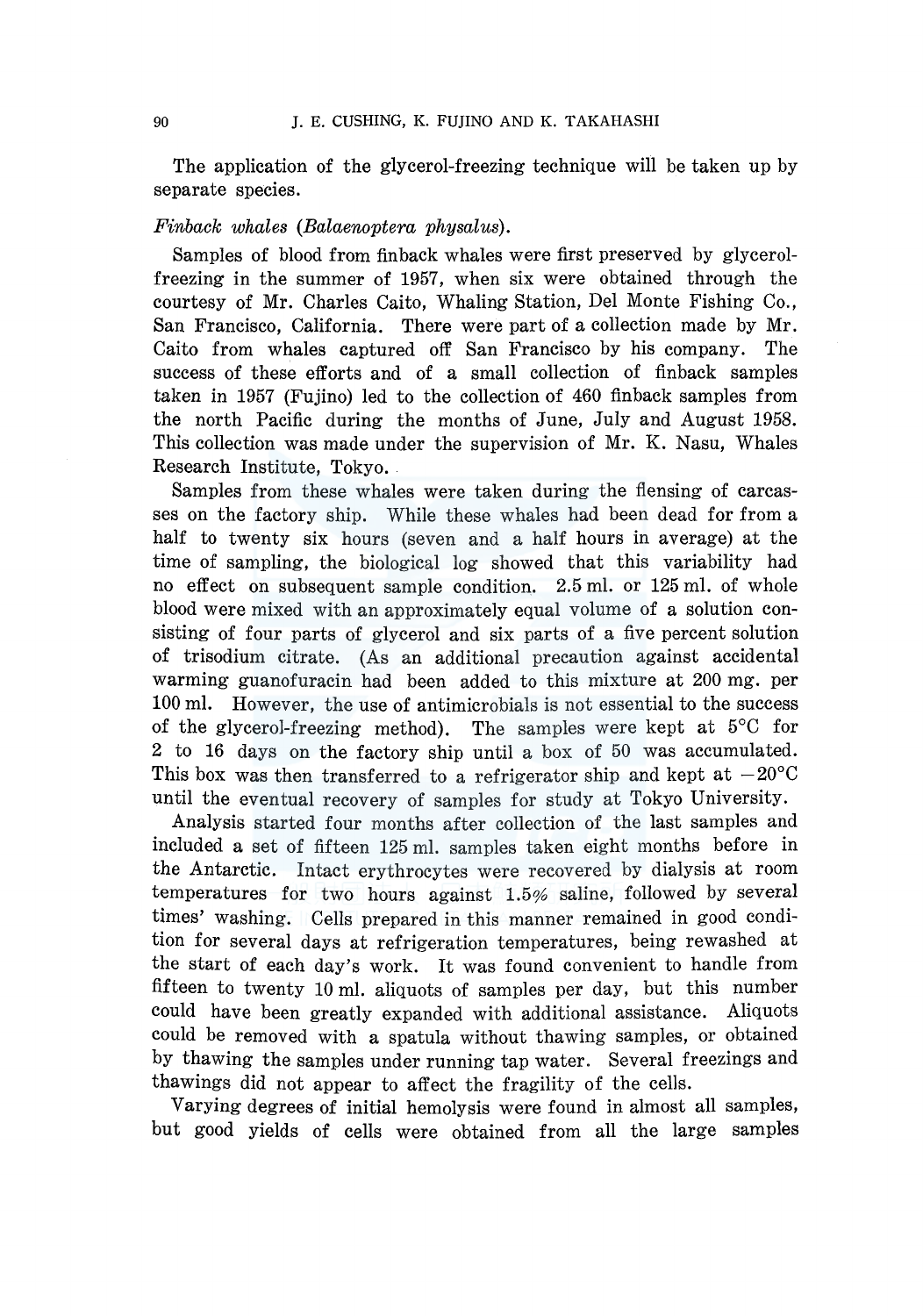The application of the glycerol-freezing technique will be taken up by separate species.

*Finback whales (Balaenoptera physalus).*

Samples of blood from finback whales were first preserved by glycerol-freezing in the summer of 1957, when six were obtained through the courtesy of Mr. Charles Caito, Whaling Station, Del Monte Fishing Co., San Francisco, California. There were part of a collection made by Mr. Caito from whales captured off San Francisco by his company. The success of these efforts and of a small collection of finback samples taken in 1957 (Fujino) led to the collection of 460 finback samples from the north Pacific during the months of June, July and August 1958. This collection was made under the supervision of Mr. K. Nasu, Whales Research Institute, Tokyo.

Samples from these whales were taken during the flensing of carcasses on the factory ship. While these whales had been dead for from a half to twenty six hours (seven and a half hours in average) at the time of sampling, the biological log showed that this variability had no effect on subsequent sample condition. 2.5 ml. or 125 ml. of whole blood were mixed with an approximately equal volume of a solution consisting of four parts of glycerol and six parts of a five percent solution of trisodium citrate. (As an additional precaution against accidental warming guanofuracin had been added to this mixture at 200 mg. per 100 ml. However, the use of antimicrobials is not essential to the success of the glycerol-freezing method). The samples were kept at 5°C for 2 to 16 days on the factory ship until a box of 50 was accumulated. This box was then transferred to a refrigerator ship and kept at −20°C until the eventual recovery of samples for study at Tokyo University.

Analysis started four months after collection of the last samples and included a set of fifteen 125 ml. samples taken eight months before in the Antarctic. Intact erythrocytes were recovered by dialysis at room temperatures for two hours against 1.5% saline, followed by several times' washing. Cells prepared in this manner remained in good condition for several days at refrigeration temperatures, being rewashed at the start of each day's work. It was found convenient to handle from fifteen to twenty 10 ml. aliquots of samples per day, but this number could have been greatly expanded with additional assistance. Aliquots could be removed with a spatula without thawing samples, or obtained by thawing the samples under running tap water. Several freezings and thawings did not appear to affect the fragility of the cells.

Varying degrees of initial hemolysis were found in almost all samples, but good yields of cells were obtained from all the large samples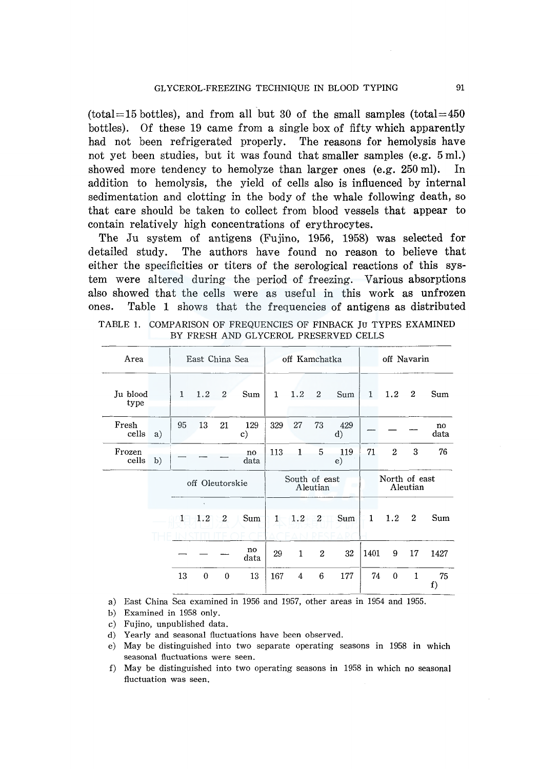(total=15 bottles), and from all but 30 of the small samples (total=450 bottles). Of these 19 came from a single box of fifty which apparently had not been refrigerated properly. The reasons for hemolysis have not yet been studies, but it was found that smaller samples (e.g. 5 ml.) showed more tendency to hemolyze than larger ones (e.g. 250 ml). In addition to hemolysis, the yield of cells also is influenced by internal sedimentation and clotting in the body of the whale following death, so that care should be taken to collect from blood vessels that appear to contain relatively high concentrations of erythrocytes.

The Ju system of antigens (Fujino, 1956, 1958) was selected for detailed study. The authors have found no reason to believe that either the specificities or titers of the serological reactions of this system were altered during the period of freezing. Various absorptions also showed that the cells were as useful in this work as unfrozen ones. Table 1 shows that the frequencies of antigens as distributed

TABLE 1. COMPARISON OF FREQUENCIES OF FINBACK JU TYPES EXAMINED BY FRESH AND GLYCEROL PRESERVED CELLS

| Area | East China Sea | | | | off Kamchatka | | | | off Navarin | | | |
|---|---|---|---|---|---|---|---|---|---|---|---|---|
| Ju blood type | 1 | 1.2 | 2 | Sum | 1 | 1.2 | 2 | Sum | 1 | 1.2 | 2 | Sum |
| Fresh cells a) | 95 | 13 | 21 | 129 c) | 329 | 27 | 73 | 429 d) | — | — | — | no data |
| Frozen cells b) | — | — | — | no data | 113 | 1 | 5 | 119 e) | 71 | 2 | 3 | 76 |
| | off Oleutorskie | | | | South of east Aleutian | | | | North of east Aleutian | | | |
| | 1 | 1.2 | 2 | Sum | 1 | 1.2 | 2 | Sum | 1 | 1.2 | 2 | Sum |
| Fresh cells a) | — | — | — | no data | 29 | 1 | 2 | 32 | 1401 | 9 | 17 | 1427 |
| Frozen cells b) | 13 | 0 | 0 | 13 | 167 | 4 | 6 | 177 | 74 | 0 | 1 | 75 f) |

a) East China Sea examined in 1956 and 1957, other areas in 1954 and 1955.

b) Examined in 1958 only.

c) Fujino, unpublished data.

d) Yearly and seasonal fluctuations have been observed.

e) May be distinguished into two separate operating seasons in 1958 in which seasonal fluctuations were seen.

f) May be distinguished into two operating seasons in 1958 in which no seasonal fluctuation was seen.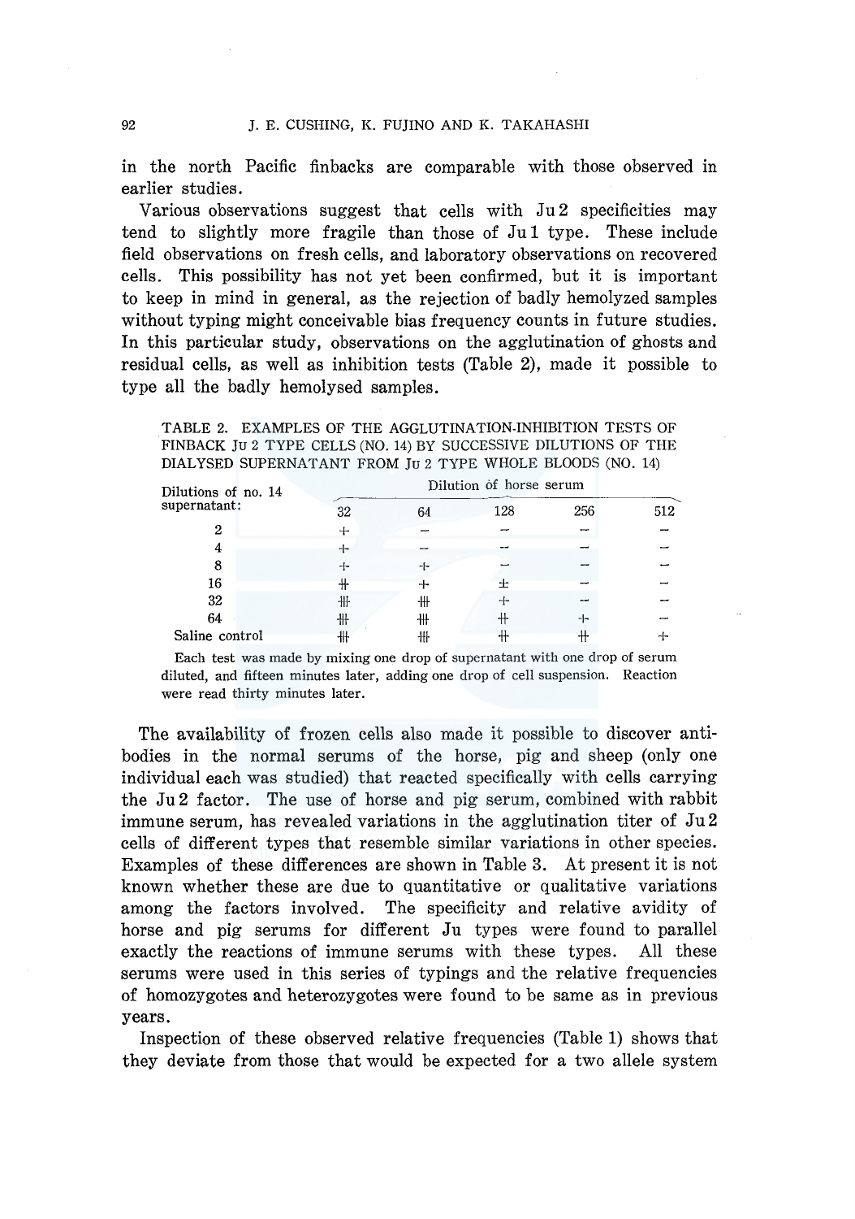in the north Pacific finbacks are comparable with those observed in earlier studies.

Various observations suggest that cells with Ju 2 specificities may tend to slightly more fragile than those of Ju 1 type. These include field observations on fresh cells, and laboratory observations on recovered cells. This possibility has not yet been confirmed, but it is important to keep in mind in general, as the rejection of badly hemolyzed samples without typing might conceivable bias frequency counts in future studies. In this particular study, observations on the agglutination of ghosts and residual cells, as well as inhibition tests (Table 2), made it possible to type all the badly hemolysed samples.

TABLE 2. EXAMPLES OF THE AGGLUTINATION-INHIBITION TESTS OF FINBACK JU 2 TYPE CELLS (NO. 14) BY SUCCESSIVE DILUTIONS OF THE DIALYSED SUPERNATANT FROM JU 2 TYPE WHOLE BLOODS (NO. 14)

| Dilutions of no. 14 supernatant: | Dilution of horse serum | | | | |
|---|---|---|---|---|---|
| | 32 | 64 | 128 | 256 | 512 |
| 2 | + | − | − | − | − |
| 4 | + | − | − | − | − |
| 8 | + | + | − | − | − |
| 16 | ++ | + | ± | − | − |
| 32 | +++ | +++ | + | − | − |
| 64 | +++ | +++ | ++ | + | − |
| Saline control | +++ | +++ | ++ | ++ | + |

Each test was made by mixing one drop of supernatant with one drop of serum diluted, and fifteen minutes later, adding one drop of cell suspension. Reaction were read thirty minutes later.

The availability of frozen cells also made it possible to discover antibodies in the normal serums of the horse, pig and sheep (only one individual each was studied) that reacted specifically with cells carrying the Ju 2 factor. The use of horse and pig serum, combined with rabbit immune serum, has revealed variations in the agglutination titer of Ju 2 cells of different types that resemble similar variations in other species. Examples of these differences are shown in Table 3. At present it is not known whether these are due to quantitative or qualitative variations among the factors involved. The specificity and relative avidity of horse and pig serums for different Ju types were found to parallel exactly the reactions of immune serums with these types. All these serums were used in this series of typings and the relative frequencies of homozygotes and heterozygotes were found to be same as in previous years.

Inspection of these observed relative frequencies (Table 1) shows that they deviate from those that would be expected for a two allele system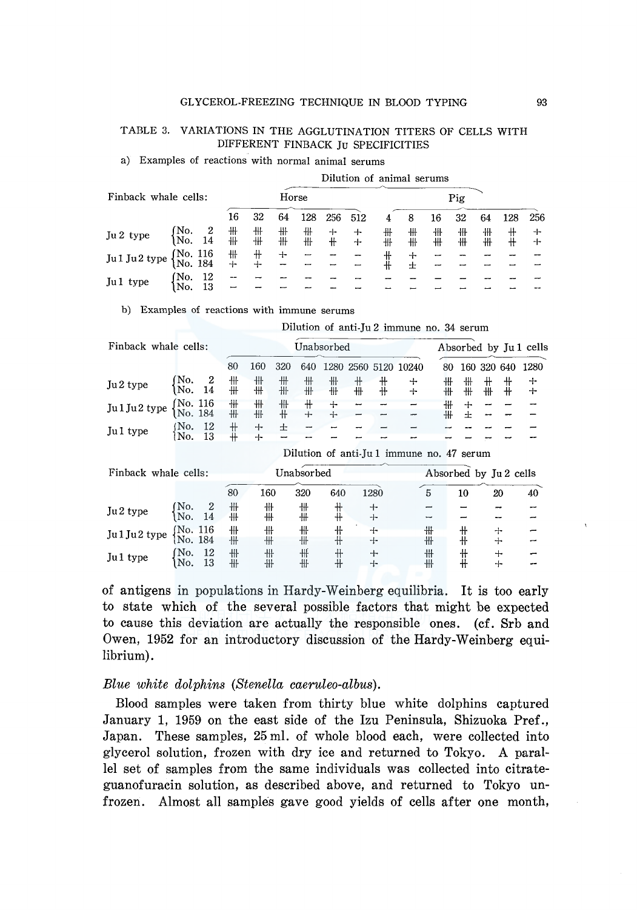TABLE 3. VARIATIONS IN THE AGGLUTINATION TITERS OF CELLS WITH DIFFERENT FINBACK Ju SPECIFICITIES

a) Examples of reactions with normal animal serums

| Finback whale cells: | | Horse | | | | | | Pig | | | | | | |
|---|---|---|---|---|---|---|---|---|---|---|---|---|---|---|
| | | 16 | 32 | 64 | 128 | 256 | 512 | 4 | 8 | 16 | 32 | 64 | 128 | 256 |
| Ju 2 type | No. 2 | ⧻ | ⧻ | ⧻ | ⧻ | + | + | ⧻ | ⧻ | ⧻ | ⧻ | ⧻ | ++ | + |
| | No. 14 | ⧻ | ⧻ | ⧻ | ⧻ | ++ | + | ⧻ | ⧻ | ⧻ | ⧻ | ⧻ | ++ | + |
| Ju 1 Ju 2 type | No. 116 | ⧻ | ++ | + | − | − | − | ++ | + | − | − | − | − | − |
| | No. 184 | + | + | − | − | − | − | ++ | ± | − | − | − | − | − |
| Ju 1 type | No. 12 | − | − | − | − | − | − | − | − | − | − | − | − | − |
| | No. 13 | − | − | − | − | − | − | − | − | − | − | − | − | − |

b) Examples of reactions with immune serums

Dilution of anti-Ju 2 immune no. 34 serum

| Finback whale cells: | | Unabsorbed | | | | | | | | Absorbed by Ju 1 cells | | | | |
|---|---|---|---|---|---|---|---|---|---|---|---|---|---|---|
| | | 80 | 160 | 320 | 640 | 1280 | 2560 | 5120 | 10240 | 80 | 160 | 320 | 640 | 1280 |
| Ju 2 type | No. 2 | ⧻ | ⧻ | ⧻ | ⧻ | ⧻ | ++ | ++ | + | ⧻ | ⧻ | ++ | ++ | + |
| | No. 14 | ⧻ | ⧻ | ⧻ | ⧻ | ⧻ | ⧻ | ++ | + | ⧻ | ⧻ | ⧻ | ++ | + |
| Ju 1 Ju 2 type | No. 116 | ⧻ | ⧻ | ⧻ | ++ | + | − | − | − | ⧻ | + | − | − | − |
| | No. 184 | ⧻ | ⧻ | ++ | + | + | − | − | − | ⧻ | ± | − | − | − |
| Ju 1 type | No. 12 | ++ | + | ± | − | − | − | − | − | − | − | − | − | − |
| | No. 13 | ++ | + | − | − | − | − | − | − | − | − | − | − | − |

Dilution of anti-Ju 1 immune no. 47 serum

| Finback whale cells: | | Unabsorbed | | | | | Absorbed by Ju 2 cells | | | |
|---|---|---|---|---|---|---|---|---|---|---|
| | | 80 | 160 | 320 | 640 | 1280 | 5 | 10 | 20 | 40 |
| Ju 2 type | No. 2 | ⧻ | ⧻ | ⧻ | ++ | + | − | − | − | − |
| | No. 14 | ⧻ | ⧻ | ⧻ | ++ | + | − | − | − | − |
| Ju 1 Ju 2 type | No. 116 | ⧻ | ⧻ | ⧻ | ++ | + | ⧻ | ++ | + | − |
| | No. 184 | ⧻ | ⧻ | ⧻ | ++ | + | ⧻ | ++ | + | − |
| Ju 1 type | No. 12 | ⧻ | ⧻ | ⧻ | ++ | + | ⧻ | ++ | + | − |
| | No. 13 | ⧻ | ⧻ | ⧻ | ++ | + | ⧻ | ++ | + | − |

of antigens in populations in Hardy-Weinberg equilibria. It is too early to state which of the several possible factors that might be expected to cause this deviation are actually the responsible ones. (cf. Srb and Owen, 1952 for an introductory discussion of the Hardy-Weinberg equilibrium).

*Blue white dolphins (Stenella caeruleo-albus).*

Blood samples were taken from thirty blue white dolphins captured January 1, 1959 on the east side of the Izu Peninsula, Shizuoka Pref., Japan. These samples, 25 ml. of whole blood each, were collected into glycerol solution, frozen with dry ice and returned to Tokyo. A parallel set of samples from the same individuals was collected into citrate-guanofuracin solution, as described above, and returned to Tokyo unfrozen. Almost all samples gave good yields of cells after one month,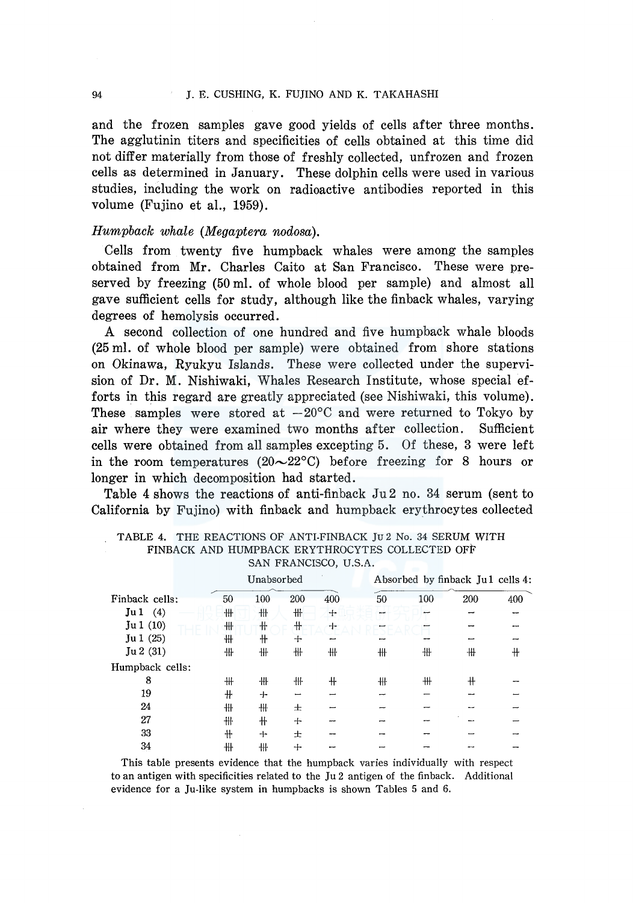and the frozen samples gave good yields of cells after three months. The agglutinin titers and specificities of cells obtained at this time did not differ materially from those of freshly collected, unfrozen and frozen cells as determined in January. These dolphin cells were used in various studies, including the work on radioactive antibodies reported in this volume (Fujino et al., 1959).

*Humpback whale (Megaptera nodosa).*

Cells from twenty five humpback whales were among the samples obtained from Mr. Charles Caito at San Francisco. These were preserved by freezing (50 ml. of whole blood per sample) and almost all gave sufficient cells for study, although like the finback whales, varying degrees of hemolysis occurred.

A second collection of one hundred and five humpback whale bloods (25 ml. of whole blood per sample) were obtained from shore stations on Okinawa, Ryukyu Islands. These were collected under the supervision of Dr. M. Nishiwaki, Whales Research Institute, whose special efforts in this regard are greatly appreciated (see Nishiwaki, this volume). These samples were stored at −20°C and were returned to Tokyo by air where they were examined two months after collection. Sufficient cells were obtained from all samples excepting 5. Of these, 3 were left in the room temperatures (20∼22°C) before freezing for 8 hours or longer in which decomposition had started.

Table 4 shows the reactions of anti-finback Ju 2 no. 34 serum (sent to California by Fujino) with finback and humpback erythrocytes collected

TABLE 4. THE REACTIONS OF ANTI-FINBACK Ju 2 No. 34 SERUM WITH FINBACK AND HUMPBACK ERYTHROCYTES COLLECTED OFF SAN FRANCISCO, U.S.A.

| | Unabsorbed | | | | Absorbed by finback Ju 1 cells 4: | | | |
|---|---|---|---|---|---|---|---|---|
| Finback cells: | 50 | 100 | 200 | 400 | 50 | 100 | 200 | 400 |
| Ju 1 (4) | ⧻ | ⧻ | ⧻ | + | − | − | − | − |
| Ju 1 (10) | ⧻ | ++ | ++ | + | − | − | − | − |
| Ju 1 (25) | ⧻ | ++ | + | − | − | − | − | − |
| Ju 2 (31) | ⧻ | ⧻ | ⧻ | ⧻ | ⧻ | ⧻ | ⧻ | ++ |
| Humpback cells: | | | | | | | | |
| 8 | ⧻ | ⧻ | ⧻ | ++ | ⧻ | ⧻ | ++ | − |
| 19 | ++ | + | − | − | − | − | − | − |
| 24 | ⧻ | ⧻ | ± | − | − | − | − | − |
| 27 | ⧻ | ++ | + | − | − | − | − | − |
| 33 | ++ | + | ± | − | − | − | − | − |
| 34 | ⧻ | ⧻ | + | − | − | − | − | − |

This table presents evidence that the humpback varies individually with respect to an antigen with specificities related to the Ju 2 antigen of the finback. Additional evidence for a Ju-like system in humpbacks is shown Tables 5 and 6.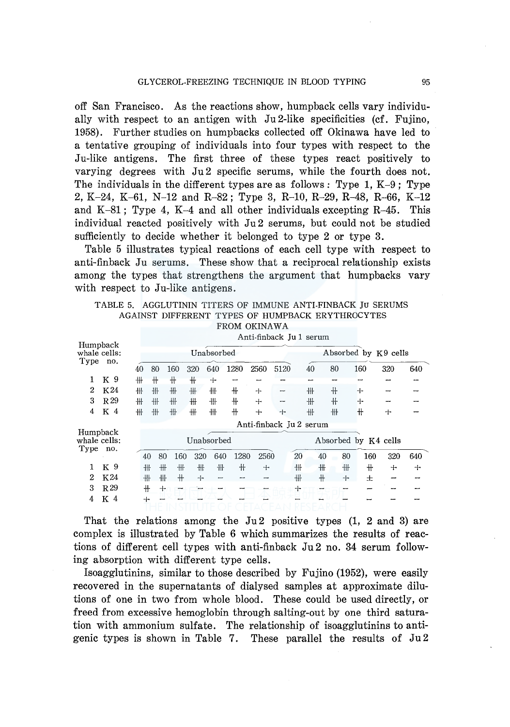off San Francisco. As the reactions show, humpback cells vary individually with respect to an antigen with Ju 2-like specificities (cf. Fujino, 1958). Further studies on humpbacks collected off Okinawa have led to a tentative grouping of individuals into four types with respect to the Ju-like antigens. The first three of these types react positively to varying degrees with Ju 2 specific serums, while the fourth does not. The individuals in the different types are as follows: Type 1, K-9; Type 2, K-24, K-61, N-12 and R-82; Type 3, R-10, R-29, R-48, R-66, K-12 and K-81; Type 4, K-4 and all other individuals excepting R-45. This individual reacted positively with Ju 2 serums, but could not be studied sufficiently to decide whether it belonged to type 2 or type 3.

Table 5 illustrates typical reactions of each cell type with respect to anti-finback Ju serums. These show that a reciprocal relationship exists among the types that strengthens the argument that humpbacks vary with respect to Ju-like antigens.

TABLE 5. AGGLUTININ TITERS OF IMMUNE ANTI-FINBACK JU SERUMS AGAINST DIFFERENT TYPES OF HUMPBACK ERYTHROCYTES FROM OKINAWA

| Humpback whale cells: Type | no. | Anti-finback Ju 1 serum: Unabsorbed | | | | | | | | Absorbed by K9 cells | | | | |
|---|---|---|---|---|---|---|---|---|---|---|---|---|---|---|
| | | 40 | 80 | 160 | 320 | 640 | 1280 | 2560 | 5120 | 40 | 80 | 160 | 320 | 640 |
| 1 | K 9 | ⧻ | ♯ | ♯ | ♯ | + | − | − | − | − | − | − | − | − |
| 2 | K24 | ⧻ | ⧻ | ⧻ | ⧻ | ⧻ | ♯ | + | − | ⧻ | ♯ | + | − | − |
| 3 | R29 | ⧻ | ⧻ | ⧻ | ⧻ | ⧻ | ♯ | + | − | ⧻ | ♯ | + | − | − |
| 4 | K 4 | ⧻ | ⧻ | ⧻ | ⧻ | ⧻ | ♯ | + | + | ⧻ | ⧻ | ♯ | + | − |

| Humpback whale cells: Type | no. | Anti-finback Ju 2 serum: Unabsorbed | | | | | | | Absorbed by K4 cells | | | | | |
|---|---|---|---|---|---|---|---|---|---|---|---|---|---|---|
| | | 40 | 80 | 160 | 320 | 640 | 1280 | 2560 | 20 | 40 | 80 | 160 | 320 | 640 |
| 1 | K 9 | ⧻ | ⧻ | ⧻ | ⧻ | ⧻ | ♯ | + | ⧻ | ⧻ | ⧻ | ♯ | + | + |
| 2 | K24 | ⧻ | ⧻ | ♯ | + | − | − | − | ⧻ | ♯ | + | ± | − | − |
| 3 | R29 | ♯ | + | − | − | − | − | − | + | − | − | − | − | − |
| 4 | K 4 | + | − | − | − | − | − | − | − | − | − | − | − | − |

That the relations among the Ju 2 positive types (1, 2 and 3) are complex is illustrated by Table 6 which summarizes the results of reactions of different cell types with anti-finback Ju 2 no. 34 serum following absorption with different type cells.

Isoagglutinins, similar to those described by Fujino (1952), were easily recovered in the supernatants of dialysed samples at approximate dilutions of one in two from whole blood. These could be used directly, or freed from excessive hemoglobin through salting-out by one third saturation with ammonium sulfate. The relationship of isoagglutinins to antigenic types is shown in Table 7. These parallel the results of Ju 2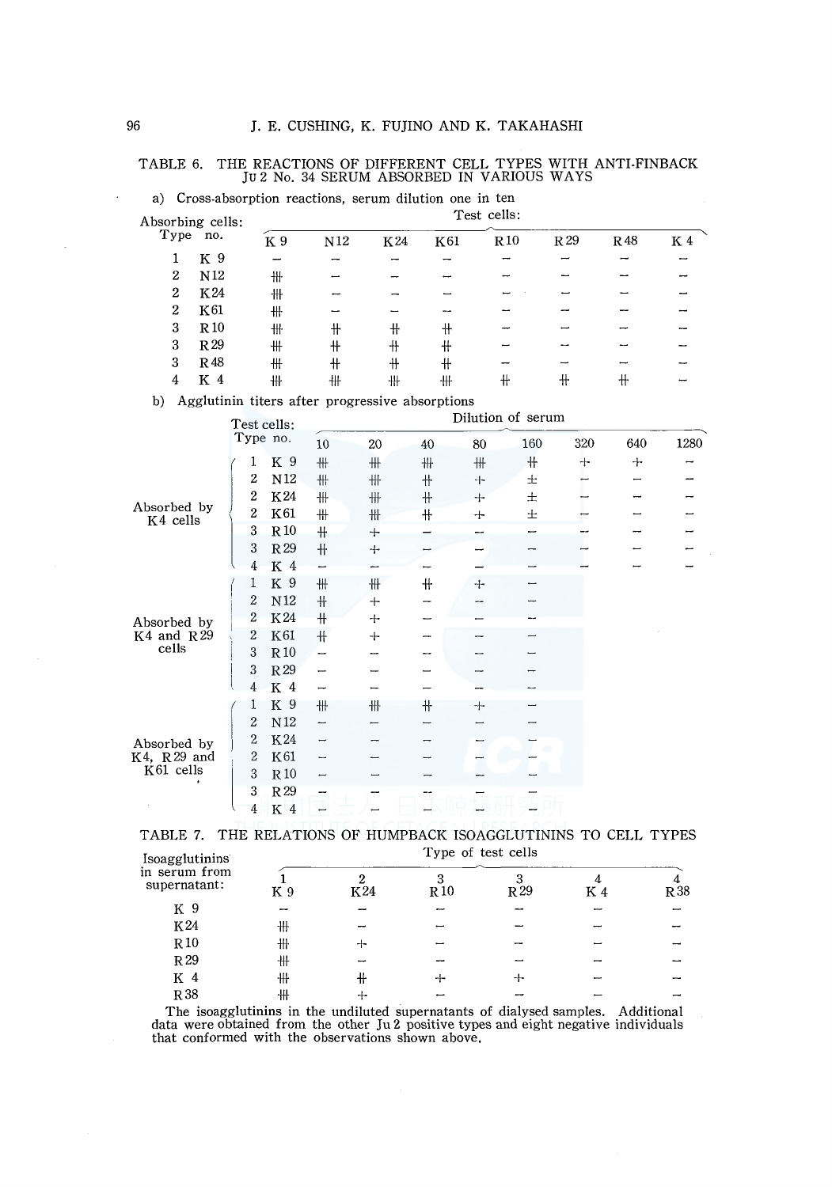TABLE 6. THE REACTIONS OF DIFFERENT CELL TYPES WITH ANTI-FINBACK Ju 2 No. 34 SERUM ABSORBED IN VARIOUS WAYS

a) Cross-absorption reactions, serum dilution one in ten

| Absorbing cells: Type | no. | Test cells: K 9 | N12 | K24 | K61 | R10 | R29 | R48 | K 4 |
|---|---|---|---|---|---|---|---|---|---|
| 1 | K 9 | − | − | − | − | − | − | − | − |
| 2 | N12 | ⧻ | − | − | − | − | − | − | − |
| 2 | K24 | ⧻ | − | − | − | − | − | − | − |
| 2 | K61 | ⧻ | − | − | − | − | − | − | − |
| 3 | R10 | ⧻ | ++ | ++ | ++ | − | − | − | − |
| 3 | R29 | ⧻ | ++ | ++ | ++ | − | − | − | − |
| 3 | R48 | ⧻ | ++ | ++ | ++ | − | − | − | − |
| 4 | K 4 | ⧻ | ⧻ | ⧻ | ⧻ | ++ | ++ | ++ | − |

b) Agglutinin titers after progressive absorptions

| | Test cells: Type | no. | Dilution of serum: 10 | 20 | 40 | 80 | 160 | 320 | 640 | 1280 |
|---|---|---|---|---|---|---|---|---|---|---|
| Absorbed by K4 cells | 1 | K 9 | ⧻ | ⧻ | ⧻ | ⧻ | ++ | + | + | − |
| | 2 | N12 | ⧻ | ⧻ | ++ | + | ± | − | − | − |
| | 2 | K24 | ⧻ | ⧻ | ++ | + | ± | − | − | − |
| | 2 | K61 | ⧻ | ⧻ | ++ | + | ± | − | − | − |
| | 3 | R10 | ++ | + | − | − | − | − | − | − |
| | 3 | R29 | ++ | + | − | − | − | − | − | − |
| | 4 | K 4 | − | − | − | − | − | − | − | − |
| Absorbed by K4 and R29 cells | 1 | K 9 | ⧻ | ⧻ | ++ | + | − | | | |
| | 2 | N12 | ++ | + | − | − | − | | | |
| | 2 | K24 | ++ | + | − | − | − | | | |
| | 2 | K61 | ++ | + | − | − | − | | | |
| | 3 | R10 | − | − | − | − | − | | | |
| | 3 | R29 | − | − | − | − | − | | | |
| | 4 | K 4 | − | − | − | − | − | | | |
| Absorbed by K4, R29 and K61 cells | 1 | K 9 | ⧻ | ⧻ | ++ | + | − | | | |
| | 2 | N12 | − | − | − | − | − | | | |
| | 2 | K24 | − | − | − | − | − | | | |
| | 2 | K61 | − | − | − | − | − | | | |
| | 3 | R10 | − | − | − | − | − | | | |
| | 3 | R29 | − | − | − | − | − | | | |
| | 4 | K 4 | − | − | − | − | − | | | |

TABLE 7. THE RELATIONS OF HUMPBACK ISOAGGLUTININS TO CELL TYPES

| Isoagglutinins in serum from supernatant: | Type of test cells: 1 K 9 | 2 K24 | 3 R10 | 3 R29 | 4 K 4 | 4 R38 |
|---|---|---|---|---|---|---|
| K 9 | − | − | − | − | − | − |
| K24 | ⧻ | − | − | − | − | − |
| R10 | ⧻ | + | − | − | − | − |
| R29 | ⧻ | − | − | − | − | − |
| K 4 | ⧻ | ++ | + | + | − | − |
| R38 | ⧻ | + | − | − | − | − |

The isoagglutinins in the undiluted supernatants of dialysed samples. Additional data were obtained from the other Ju 2 positive types and eight negative individuals that conformed with the observations shown above.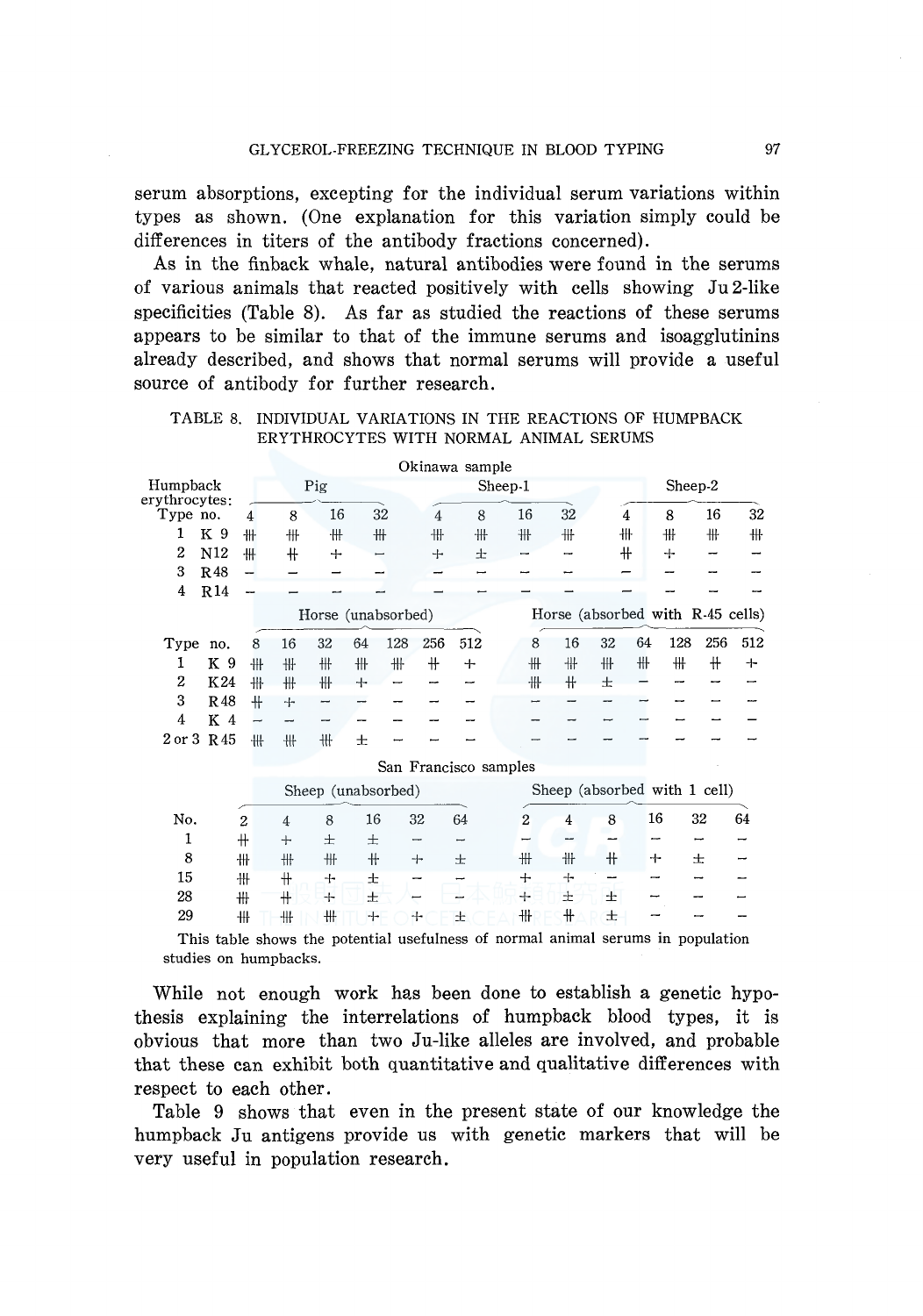serum absorptions, excepting for the individual serum variations within types as shown. (One explanation for this variation simply could be differences in titers of the antibody fractions concerned).

As in the finback whale, natural antibodies were found in the serums of various animals that reacted positively with cells showing Ju 2-like specificities (Table 8). As far as studied the reactions of these serums appears to be similar to that of the immune serums and isoagglutinins already described, and shows that normal serums will provide a useful source of antibody for further research.

TABLE 8. INDIVIDUAL VARIATIONS IN THE REACTIONS OF HUMPBACK ERYTHROCYTES WITH NORMAL ANIMAL SERUMS

Okinawa sample

| Humpback erythrocytes: Type no. | | Pig | | | | Sheep-1 | | | | Sheep-2 | | | |
|---|---|---|---|---|---|---|---|---|---|---|---|---|---|
| | | 4 | 8 | 16 | 32 | 4 | 8 | 16 | 32 | 4 | 8 | 16 | 32 |
| 1 | K 9 | ⧻ | ⧻ | ⧻ | ⧻ | ⧻ | ⧻ | ⧻ | ⧻ | ⧻ | ⧻ | ⧻ | ⧻ |
| 2 | N12 | ⧻ | ++ | + | − | + | ± | − | − | ++ | + | − | − |
| 3 | R48 | − | − | − | − | − | − | − | − | − | − | − | − |
| 4 | R14 | − | − | − | − | − | − | − | − | − | − | − | − |

| Type no. | | Horse (unabsorbed) | | | | | | | Horse (absorbed with R-45 cells) | | | | | | |
|---|---|---|---|---|---|---|---|---|---|---|---|---|---|---|---|
| | | 8 | 16 | 32 | 64 | 128 | 256 | 512 | 8 | 16 | 32 | 64 | 128 | 256 | 512 |
| 1 | K 9 | ⧻ | ⧻ | ⧻ | ⧻ | ⧻ | ++ | + | ⧻ | ⧻ | ⧻ | ⧻ | ⧻ | ++ | + |
| 2 | K24 | ⧻ | ⧻ | ⧻ | + | − | − | − | ⧻ | ++ | ± | − | − | − | − |
| 3 | R48 | ++ | + | − | − | − | − | − | − | − | − | − | − | − | − |
| 4 | K 4 | − | − | − | − | − | − | − | − | − | − | − | − | − | − |
| 2 or 3 | R45 | ⧻ | ⧻ | ⧻ | ± | − | − | − | − | − | − | − | − | − | − |

San Francisco samples

| No. | Sheep (unabsorbed) | | | | | | Sheep (absorbed with 1 cell) | | | | | |
|---|---|---|---|---|---|---|---|---|---|---|---|---|
| | 2 | 4 | 8 | 16 | 32 | 64 | 2 | 4 | 8 | 16 | 32 | 64 |
| 1 | ++ | + | ± | ± | − | − | − | − | − | − | − | − |
| 8 | ⧻ | ⧻ | ⧻ | ++ | + | ± | ⧻ | ⧻ | ++ | + | ± | − |
| 15 | ⧻ | ++ | + | ± | − | − | + | + | − | − | − | − |
| 28 | ⧻ | ++ | + | ± | − | − | + | ± | ± | − | − | − |
| 29 | ⧻ | ⧻ | ⧻ | + | + | ± | ⧻ | ++ | ± | − | − | − |

This table shows the potential usefulness of normal animal serums in population studies on humpbacks.

While not enough work has been done to establish a genetic hypothesis explaining the interrelations of humpback blood types, it is obvious that more than two Ju-like alleles are involved, and probable that these can exhibit both quantitative and qualitative differences with respect to each other.

Table 9 shows that even in the present state of our knowledge the humpback Ju antigens provide us with genetic markers that will be very useful in population research.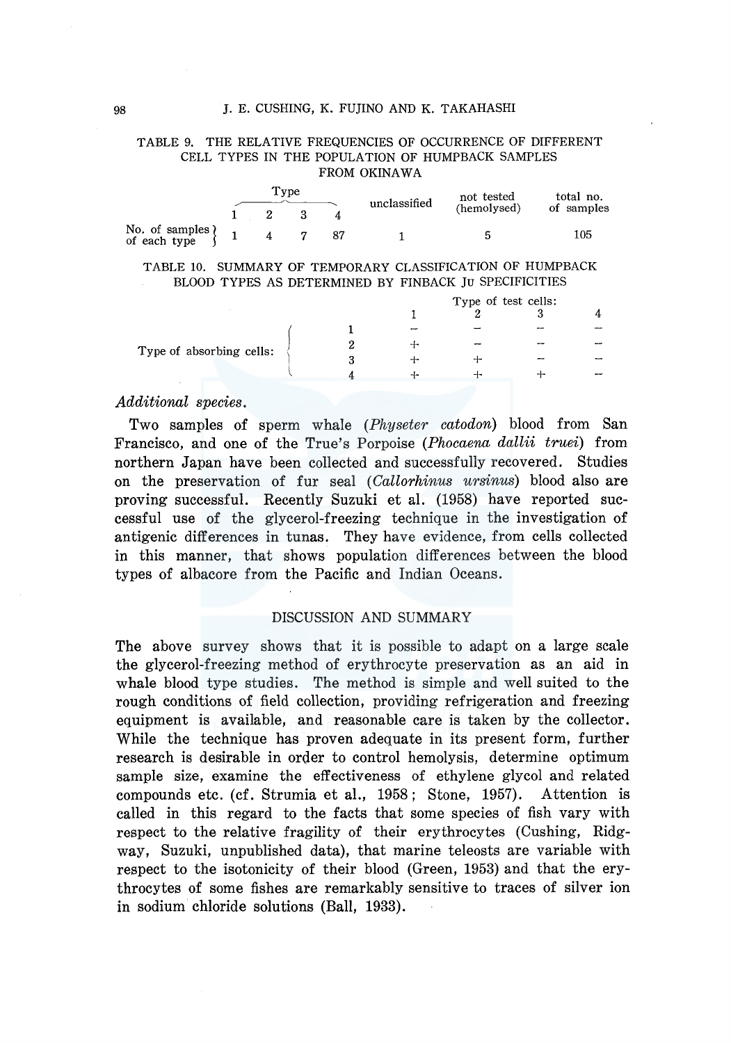TABLE 9. THE RELATIVE FREQUENCIES OF OCCURRENCE OF DIFFERENT CELL TYPES IN THE POPULATION OF HUMPBACK SAMPLES FROM OKINAWA

| | Type | | | | unclassified | not tested (hemolysed) | total no. of samples |
|---|---|---|---|---|---|---|---|
| | 1 | 2 | 3 | 4 | | | |
| No. of samples of each type | 1 | 4 | 7 | 87 | 1 | 5 | 105 |

TABLE 10. SUMMARY OF TEMPORARY CLASSIFICATION OF HUMPBACK BLOOD TYPES AS DETERMINED BY FINBACK Ju SPECIFICITIES

| | | Type of test cells: | | | |
|---|---|---|---|---|---|
| | | 1 | 2 | 3 | 4 |
| Type of absorbing cells: | 1 | − | − | − | − |
| | 2 | + | − | − | − |
| | 3 | + | + | − | − |
| | 4 | + | + | + | − |

*Additional species.*

Two samples of sperm whale (*Physeter catodon*) blood from San Francisco, and one of the True's Porpoise (*Phocaena dallii truei*) from northern Japan have been collected and successfully recovered. Studies on the preservation of fur seal (*Callorhinus ursinus*) blood also are proving successful. Recently Suzuki et al. (1958) have reported successful use of the glycerol-freezing technique in the investigation of antigenic differences in tunas. They have evidence, from cells collected in this manner, that shows population differences between the blood types of albacore from the Pacific and Indian Oceans.

## DISCUSSION AND SUMMARY

The above survey shows that it is possible to adapt on a large scale the glycerol-freezing method of erythrocyte preservation as an aid in whale blood type studies. The method is simple and well suited to the rough conditions of field collection, providing refrigeration and freezing equipment is available, and reasonable care is taken by the collector. While the technique has proven adequate in its present form, further research is desirable in order to control hemolysis, determine optimum sample size, examine the effectiveness of ethylene glycol and related compounds etc. (cf. Strumia et al., 1958; Stone, 1957). Attention is called in this regard to the facts that some species of fish vary with respect to the relative fragility of their erythrocytes (Cushing, Ridgway, Suzuki, unpublished data), that marine teleosts are variable with respect to the isotonicity of their blood (Green, 1953) and that the erythrocytes of some fishes are remarkably sensitive to traces of silver ion in sodium chloride solutions (Ball, 1933).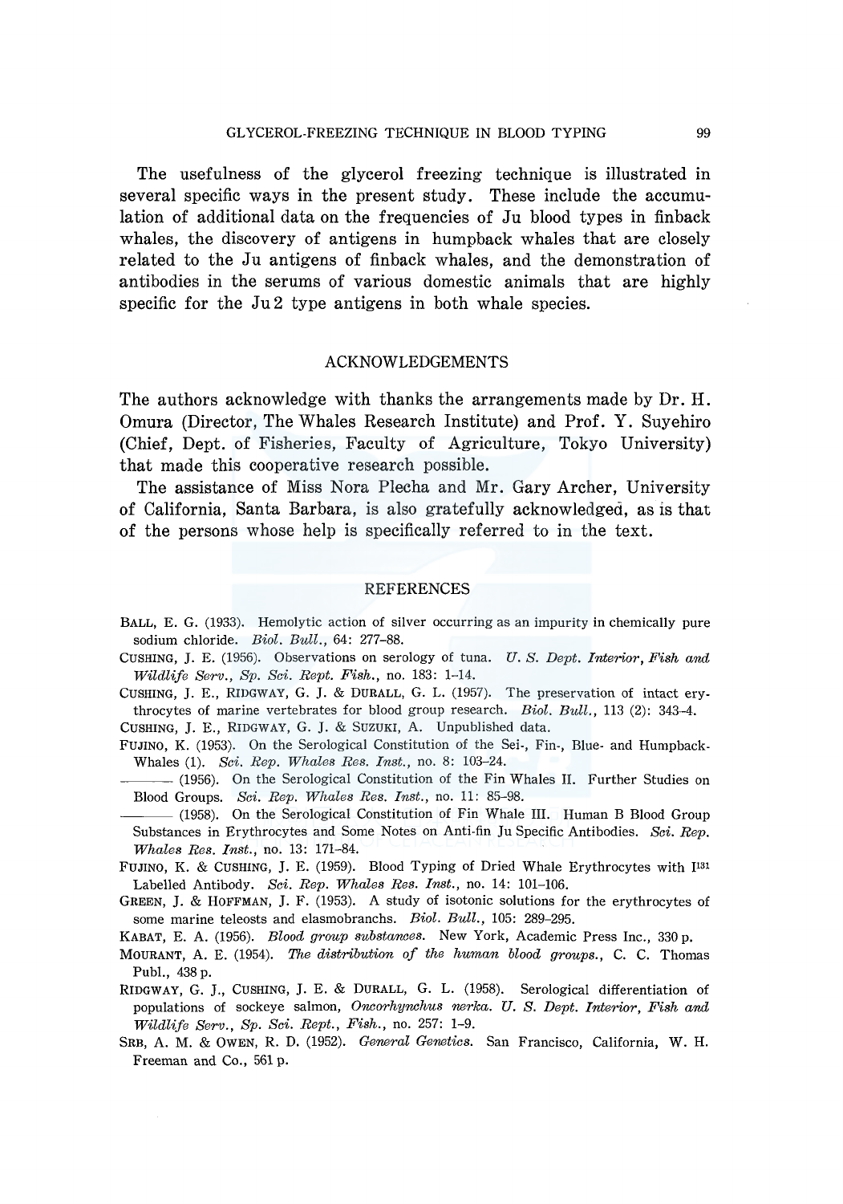The usefulness of the glycerol freezing technique is illustrated in several specific ways in the present study. These include the accumulation of additional data on the frequencies of Ju blood types in finback whales, the discovery of antigens in humpback whales that are closely related to the Ju antigens of finback whales, and the demonstration of antibodies in the serums of various domestic animals that are highly specific for the Ju 2 type antigens in both whale species.

## ACKNOWLEDGEMENTS

The authors acknowledge with thanks the arrangements made by Dr. H. Omura (Director, The Whales Research Institute) and Prof. Y. Suyehiro (Chief, Dept. of Fisheries, Faculty of Agriculture, Tokyo University) that made this cooperative research possible.

The assistance of Miss Nora Plecha and Mr. Gary Archer, University of California, Santa Barbara, is also gratefully acknowledged, as is that of the persons whose help is specifically referred to in the text.

## REFERENCES

BALL, E. G. (1933). Hemolytic action of silver occurring as an impurity in chemically pure sodium chloride. *Biol. Bull.*, 64: 277–88.

CUSHING, J. E. (1956). Observations on serology of tuna. *U. S. Dept. Interior, Fish and Wildlife Serv., Sp. Sci. Rept. Fish.*, no. 183: 1–14.

CUSHING, J. E., RIDGWAY, G. J. & DURALL, G. L. (1957). The preservation of intact erythrocytes of marine vertebrates for blood group research. *Biol. Bull.*, 113 (2): 343–4.

CUSHING, J. E., RIDGWAY, G. J. & SUZUKI, A. Unpublished data.

FUJINO, K. (1953). On the Serological Constitution of the Sei-, Fin-, Blue- and Humpback-Whales (1). *Sci. Rep. Whales Res. Inst.*, no. 8: 103–24.

——— (1956). On the Serological Constitution of the Fin Whales II. Further Studies on Blood Groups. *Sci. Rep. Whales Res. Inst.*, no. 11: 85–98.

——— (1958). On the Serological Constitution of Fin Whale III. Human B Blood Group Substances in Erythrocytes and Some Notes on Anti-fin Ju Specific Antibodies. *Sci. Rep. Whales Res. Inst.*, no. 13: 171–84.

FUJINO, K. & CUSHING, J. E. (1959). Blood Typing of Dried Whale Erythrocytes with $I^{131}$ Labelled Antibody. *Sci. Rep. Whales Res. Inst.*, no. 14: 101–106.

GREEN, J. & HOFFMAN, J. F. (1953). A study of isotonic solutions for the erythrocytes of some marine teleosts and elasmobranchs. *Biol. Bull.*, 105: 289–295.

KABAT, E. A. (1956). *Blood group substances.* New York, Academic Press Inc., 330 p.

MOURANT, A. E. (1954). *The distribution of the human blood groups.*, C. C. Thomas Publ., 438 p.

RIDGWAY, G. J., CUSHING, J. E. & DURALL, G. L. (1958). Serological differentiation of populations of sockeye salmon, *Oncorhynchus nerka*. *U. S. Dept. Interior, Fish and Wildlife Serv., Sp. Sci. Rept., Fish.*, no. 257: 1–9.

SRB, A. M. & OWEN, R. D. (1952). *General Genetics.* San Francisco, California, W. H. Freeman and Co., 561 p.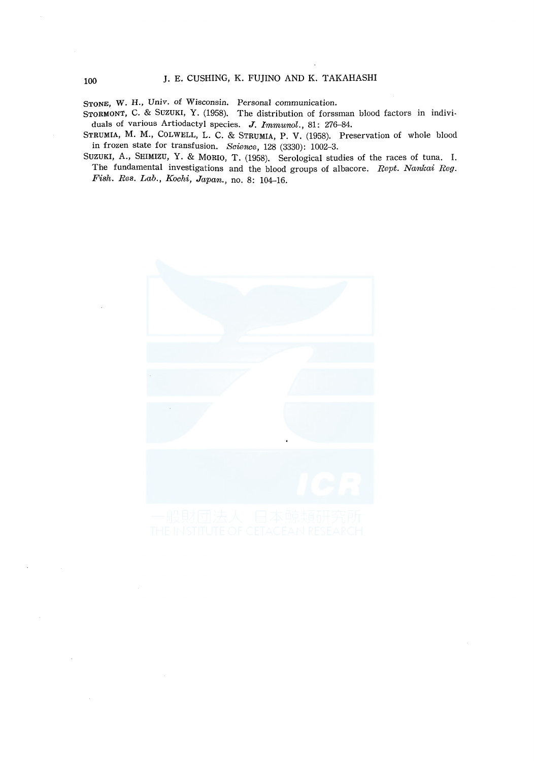STONE, W. H., *Univ. of Wisconsin*. Personal communication.

STORMONT, C. & SUZUKI, Y. (1958). The distribution of forssman blood factors in individuals of various Artiodactyl species. *J. Immunol.*, 81: 276–84.

STRUMIA, M. M., COLWELL, L. C. & STRUMIA, P. V. (1958). Preservation of whole blood in frozen state for transfusion. *Science*, 128 (3330): 1002–3.

SUZUKI, A., SHIMIZU, Y. & MORIO, T. (1958). Serological studies of the races of tuna. I. The fundamental investigations and the blood groups of albacore. *Rept. Nankai Reg. Fish. Res. Lab., Kochi, Japan.*, no. 8: 104–16.